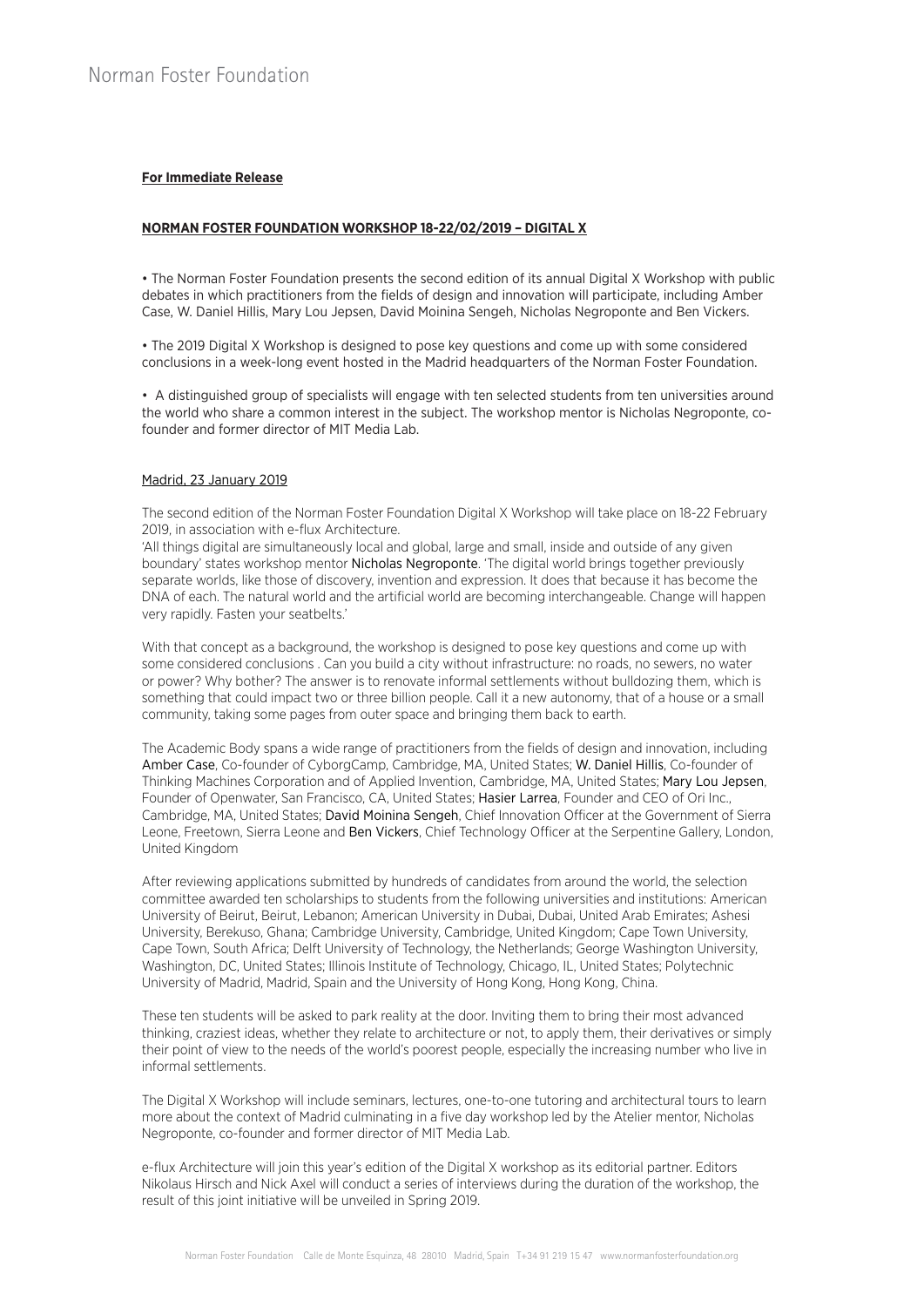Norman Foster Foundation

**For Immediate Release**

**NORMAN FOSTER FOUNDATION WORKSHOP 18-22/02/2019 – DIGITAL X**

• The Norman Foster Foundation presents the second edition of its annual Digital X Workshop with public debates in which practitioners from the fields of design and innovation will participate, including Amber Case, W. Daniel Hillis, Mary Lou Jepsen, David Moinina Sengeh, Nicholas Negroponte and Ben Vickers.

• The 2019 Digital X Workshop is designed to pose key questions and come up with some considered conclusions in a week-long event hosted in the Madrid headquarters of the Norman Foster Foundation.

• A distinguished group of specialists will engage with ten selected students from ten universities around the world who share a common interest in the subject. The workshop mentor is Nicholas Negroponte, co-founder and former director of MIT Media Lab.

Madrid, 23 January 2019

The second edition of the Norman Foster Foundation Digital X Workshop will take place on 18-22 February 2019, in association with e-flux Architecture.
'All things digital are simultaneously local and global, large and small, inside and outside of any given boundary' states workshop mentor Nicholas Negroponte. 'The digital world brings together previously separate worlds, like those of discovery, invention and expression. It does that because it has become the DNA of each. The natural world and the artificial world are becoming interchangeable. Change will happen very rapidly. Fasten your seatbelts.'

With that concept as a background, the workshop is designed to pose key questions and come up with some considered conclusions . Can you build a city without infrastructure: no roads, no sewers, no water or power? Why bother? The answer is to renovate informal settlements without bulldozing them, which is something that could impact two or three billion people. Call it a new autonomy, that of a house or a small community, taking some pages from outer space and bringing them back to earth.

The Academic Body spans a wide range of practitioners from the fields of design and innovation, including Amber Case, Co-founder of CyborgCamp, Cambridge, MA, United States; W. Daniel Hillis, Co-founder of Thinking Machines Corporation and of Applied Invention, Cambridge, MA, United States; Mary Lou Jepsen, Founder of Openwater, San Francisco, CA, United States; Hasier Larrea, Founder and CEO of Ori Inc., Cambridge, MA, United States; David Moinina Sengeh, Chief Innovation Officer at the Government of Sierra Leone, Freetown, Sierra Leone and Ben Vickers, Chief Technology Officer at the Serpentine Gallery, London, United Kingdom

After reviewing applications submitted by hundreds of candidates from around the world, the selection committee awarded ten scholarships to students from the following universities and institutions: American University of Beirut, Beirut, Lebanon; American University in Dubai, Dubai, United Arab Emirates; Ashesi University, Berekuso, Ghana; Cambridge University, Cambridge, United Kingdom; Cape Town University, Cape Town, South Africa; Delft University of Technology, the Netherlands; George Washington University, Washington, DC, United States; Illinois Institute of Technology, Chicago, IL, United States; Polytechnic University of Madrid, Madrid, Spain and the University of Hong Kong, Hong Kong, China.

These ten students will be asked to park reality at the door. Inviting them to bring their most advanced thinking, craziest ideas, whether they relate to architecture or not, to apply them, their derivatives or simply their point of view to the needs of the world's poorest people, especially the increasing number who live in informal settlements.

The Digital X Workshop will include seminars, lectures, one-to-one tutoring and architectural tours to learn more about the context of Madrid culminating in a five day workshop led by the Atelier mentor, Nicholas Negroponte, co-founder and former director of MIT Media Lab.

e-flux Architecture will join this year's edition of the Digital X workshop as its editorial partner. Editors Nikolaus Hirsch and Nick Axel will conduct a series of interviews during the duration of the workshop, the result of this joint initiative will be unveiled in Spring 2019.

Norman Foster Foundation Calle de Monte Esquinza, 48 28010 Madrid, Spain T+34 91 219 15 47 www.normanfosterfoundation.org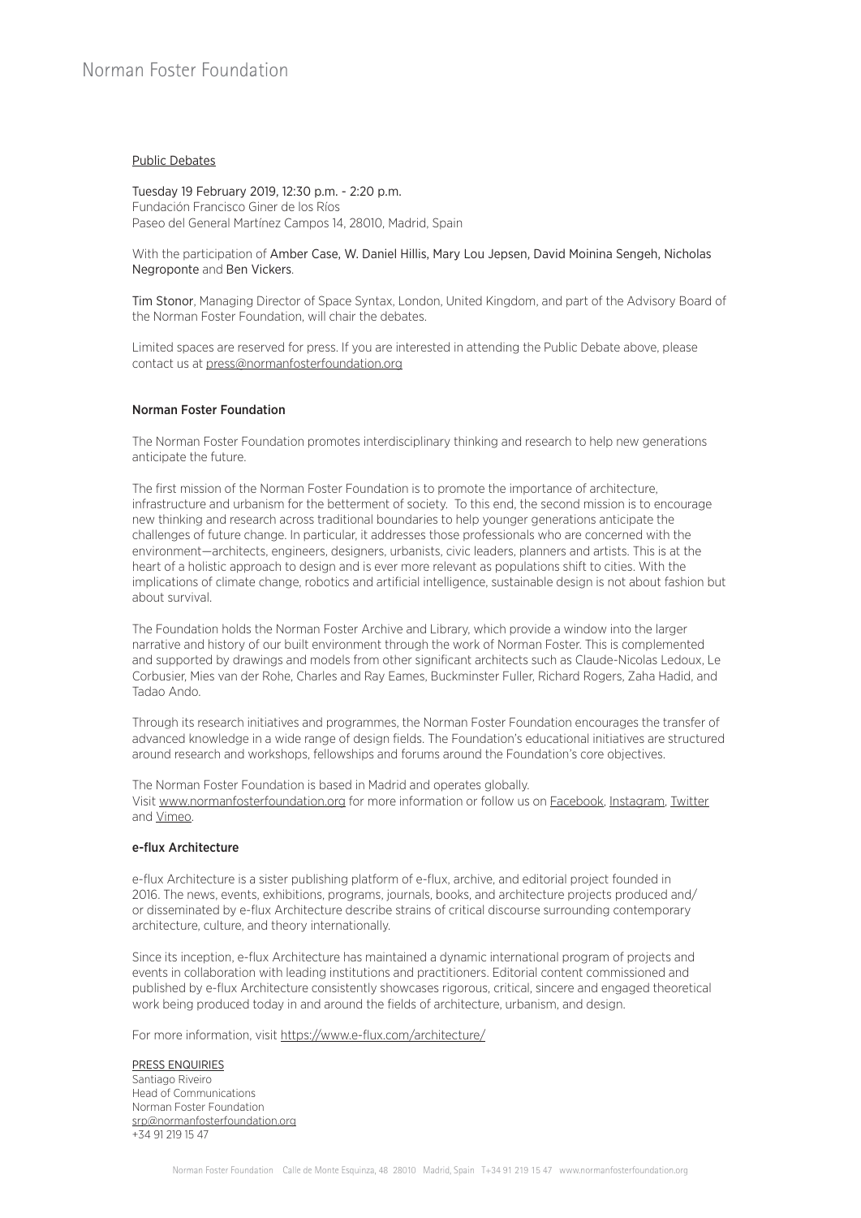Public Debates

Tuesday 19 February 2019, 12:30 p.m. - 2:20 p.m.
Fundación Francisco Giner de los Ríos
Paseo del General Martínez Campos 14, 28010, Madrid, Spain

With the participation of Amber Case, W. Daniel Hillis, Mary Lou Jepsen, David Moinina Sengeh, Nicholas Negroponte and Ben Vickers.

Tim Stonor, Managing Director of Space Syntax, London, United Kingdom, and part of the Advisory Board of the Norman Foster Foundation, will chair the debates.

Limited spaces are reserved for press. If you are interested in attending the Public Debate above, please contact us at press@normanfosterfoundation.org

## Norman Foster Foundation

The Norman Foster Foundation promotes interdisciplinary thinking and research to help new generations anticipate the future.

The first mission of the Norman Foster Foundation is to promote the importance of architecture, infrastructure and urbanism for the betterment of society. To this end, the second mission is to encourage new thinking and research across traditional boundaries to help younger generations anticipate the challenges of future change. In particular, it addresses those professionals who are concerned with the environment—architects, engineers, designers, urbanists, civic leaders, planners and artists. This is at the heart of a holistic approach to design and is ever more relevant as populations shift to cities. With the implications of climate change, robotics and artificial intelligence, sustainable design is not about fashion but about survival.

The Foundation holds the Norman Foster Archive and Library, which provide a window into the larger narrative and history of our built environment through the work of Norman Foster. This is complemented and supported by drawings and models from other significant architects such as Claude-Nicolas Ledoux, Le Corbusier, Mies van der Rohe, Charles and Ray Eames, Buckminster Fuller, Richard Rogers, Zaha Hadid, and Tadao Ando.

Through its research initiatives and programmes, the Norman Foster Foundation encourages the transfer of advanced knowledge in a wide range of design fields. The Foundation's educational initiatives are structured around research and workshops, fellowships and forums around the Foundation's core objectives.

The Norman Foster Foundation is based in Madrid and operates globally.
Visit www.normanfosterfoundation.org for more information or follow us on Facebook, Instagram, Twitter and Vimeo.

## e-flux Architecture

e-flux Architecture is a sister publishing platform of e-flux, archive, and editorial project founded in 2016. The news, events, exhibitions, programs, journals, books, and architecture projects produced and/or disseminated by e-flux Architecture describe strains of critical discourse surrounding contemporary architecture, culture, and theory internationally.

Since its inception, e-flux Architecture has maintained a dynamic international program of projects and events in collaboration with leading institutions and practitioners. Editorial content commissioned and published by e-flux Architecture consistently showcases rigorous, critical, sincere and engaged theoretical work being produced today in and around the fields of architecture, urbanism, and design.

For more information, visit https://www.e-flux.com/architecture/

PRESS ENQUIRIES
Santiago Riveiro
Head of Communications
Norman Foster Foundation
srp@normanfosterfoundation.org
+34 91 219 15 47